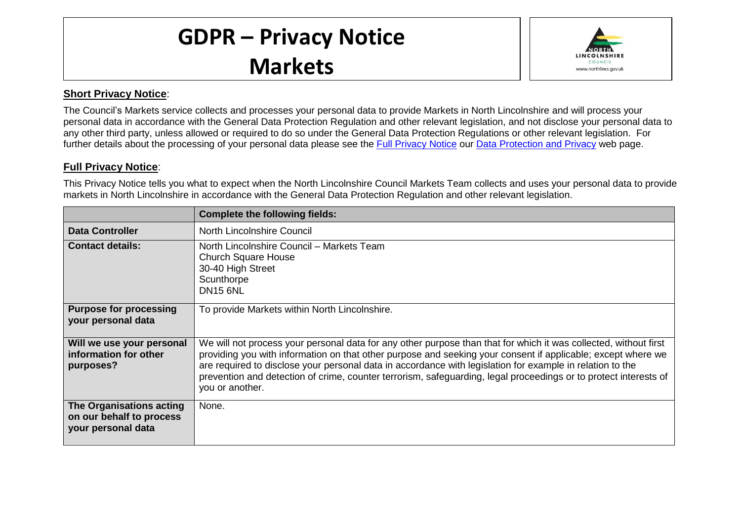# GDPR – Privacy Notice
# Markets

## Short Privacy Notice:

The Council's Markets service collects and processes your personal data to provide Markets in North Lincolnshire and will process your personal data in accordance with the General Data Protection Regulation and other relevant legislation, and not disclose your personal data to any other third party, unless allowed or required to do so under the General Data Protection Regulations or other relevant legislation. For further details about the processing of your personal data please see the [Full Privacy Notice] our [Data Protection and Privacy] web page.

## Full Privacy Notice:

This Privacy Notice tells you what to expect when the North Lincolnshire Council Markets Team collects and uses your personal data to provide markets in North Lincolnshire in accordance with the General Data Protection Regulation and other relevant legislation.

| | **Complete the following fields:** |
|---|---|
| **Data Controller** | North Lincolnshire Council |
| **Contact details:** | North Lincolnshire Council – Markets Team<br>Church Square House<br>30-40 High Street<br>Scunthorpe<br>DN15 6NL |
| **Purpose for processing your personal data** | To provide Markets within North Lincolnshire. |
| **Will we use your personal information for other purposes?** | We will not process your personal data for any other purpose than that for which it was collected, without first providing you with information on that other purpose and seeking your consent if applicable; except where we are required to disclose your personal data in accordance with legislation for example in relation to the prevention and detection of crime, counter terrorism, safeguarding, legal proceedings or to protect interests of you or another. |
| **The Organisations acting on our behalf to process your personal data** | None. |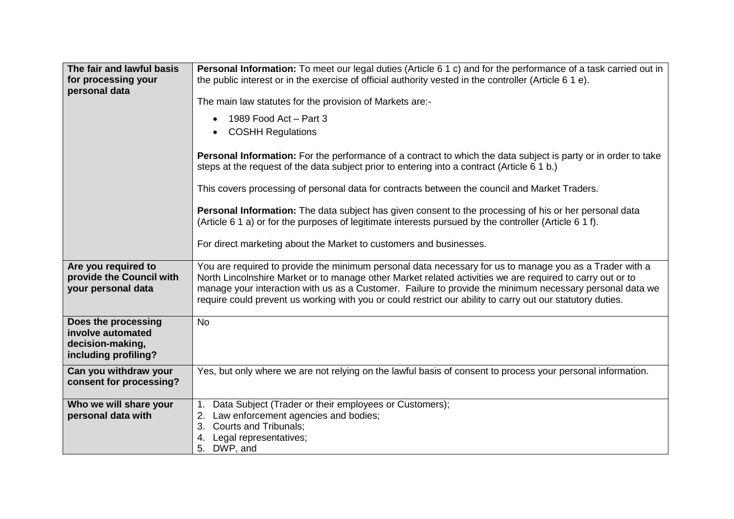| | |
|---|---|
| **The fair and lawful basis for processing your personal data** | **Personal Information:** To meet our legal duties (Article 6 1 c) and for the performance of a task carried out in the public interest or in the exercise of official authority vested in the controller (Article 6 1 e).<br><br>The main law statutes for the provision of Markets are:-<br><br>• 1989 Food Act – Part 3<br>• COSHH Regulations<br><br>**Personal Information:** For the performance of a contract to which the data subject is party or in order to take steps at the request of the data subject prior to entering into a contract (Article 6 1 b.)<br><br>This covers processing of personal data for contracts between the council and Market Traders.<br><br>**Personal Information:** The data subject has given consent to the processing of his or her personal data (Article 6 1 a) or for the purposes of legitimate interests pursued by the controller (Article 6 1 f).<br><br>For direct marketing about the Market to customers and businesses. |
| **Are you required to provide the Council with your personal data** | You are required to provide the minimum personal data necessary for us to manage you as a Trader with a North Lincolnshire Market or to manage other Market related activities we are required to carry out or to manage your interaction with us as a Customer. Failure to provide the minimum necessary personal data we require could prevent us working with you or could restrict our ability to carry out our statutory duties. |
| **Does the processing involve automated decision-making, including profiling?** | No |
| **Can you withdraw your consent for processing?** | Yes, but only where we are not relying on the lawful basis of consent to process your personal information. |
| **Who we will share your personal data with** | 1. Data Subject (Trader or their employees or Customers);<br>2. Law enforcement agencies and bodies;<br>3. Courts and Tribunals;<br>4. Legal representatives;<br>5. DWP, and |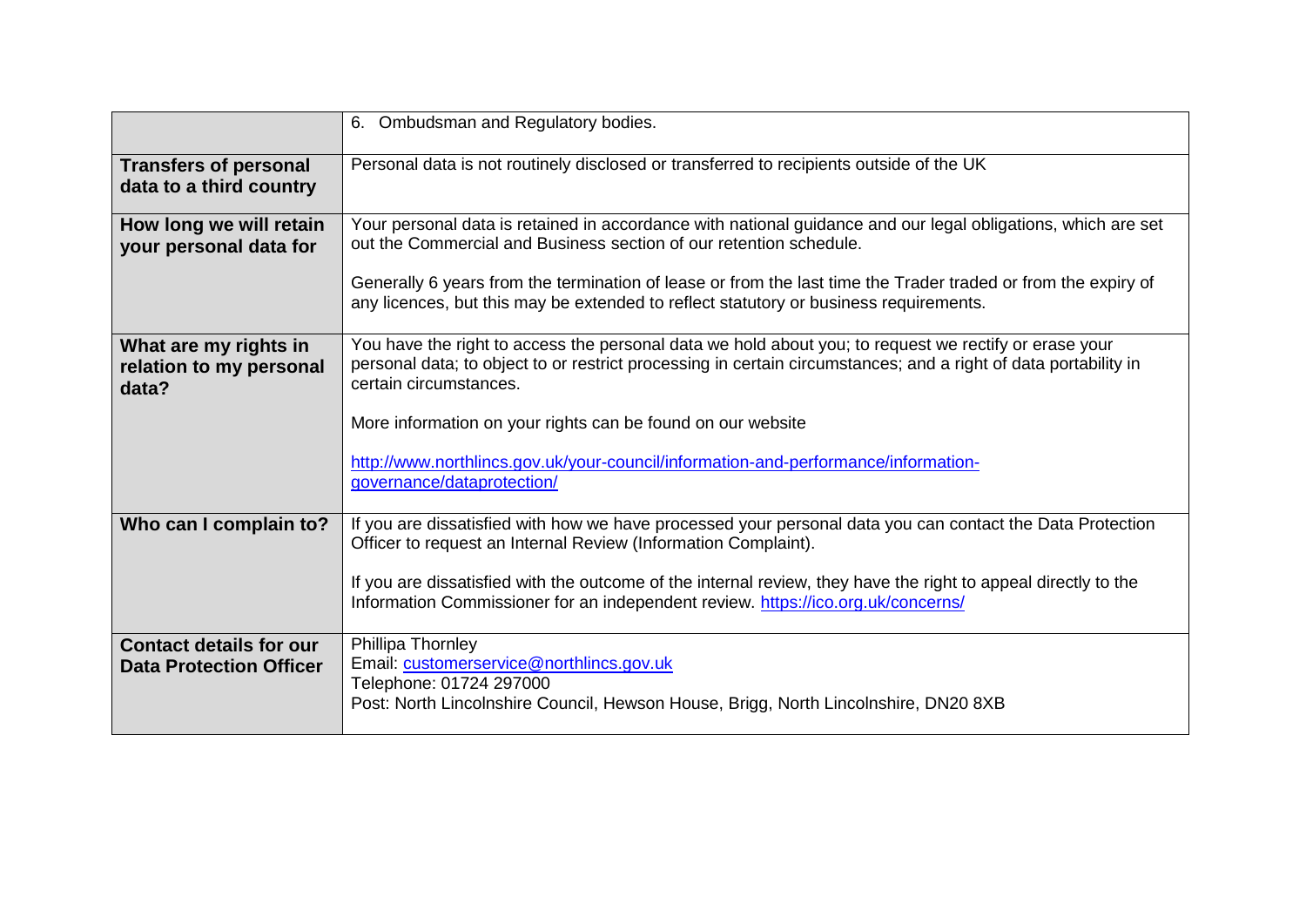| | |
|---|---|
| | 6. Ombudsman and Regulatory bodies. |
| **Transfers of personal data to a third country** | Personal data is not routinely disclosed or transferred to recipients outside of the UK |
| **How long we will retain your personal data for** | Your personal data is retained in accordance with national guidance and our legal obligations, which are set out the Commercial and Business section of our retention schedule.<br><br>Generally 6 years from the termination of lease or from the last time the Trader traded or from the expiry of any licences, but this may be extended to reflect statutory or business requirements. |
| **What are my rights in relation to my personal data?** | You have the right to access the personal data we hold about you; to request we rectify or erase your personal data; to object to or restrict processing in certain circumstances; and a right of data portability in certain circumstances.<br><br>More information on your rights can be found on our website<br><br>[http://www.northlincs.gov.uk/your-council/information-and-performance/information-governance/dataprotection/](http://www.northlincs.gov.uk/your-council/information-and-performance/information-governance/dataprotection/) |
| **Who can I complain to?** | If you are dissatisfied with how we have processed your personal data you can contact the Data Protection Officer to request an Internal Review (Information Complaint).<br><br>If you are dissatisfied with the outcome of the internal review, they have the right to appeal directly to the Information Commissioner for an independent review. [https://ico.org.uk/concerns/](https://ico.org.uk/concerns/) |
| **Contact details for our Data Protection Officer** | Phillipa Thornley<br>Email: [customerservice@northlincs.gov.uk](mailto:customerservice@northlincs.gov.uk)<br>Telephone: 01724 297000<br>Post: North Lincolnshire Council, Hewson House, Brigg, North Lincolnshire, DN20 8XB |